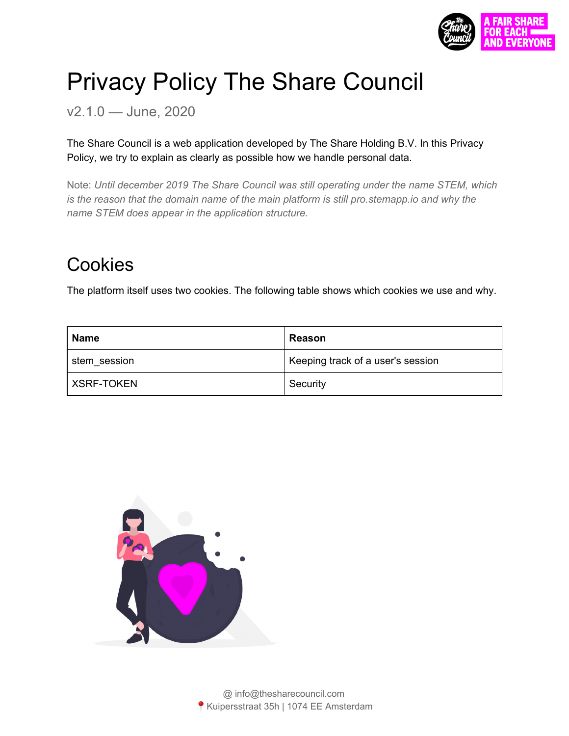# Privacy Policy The Share Council

v2.1.0 — June, 2020

The Share Council is a web application developed by The Share Holding B.V. In this Privacy Policy, we try to explain as clearly as possible how we handle personal data.

Note: *Until december 2019 The Share Council was still operating under the name STEM, which is the reason that the domain name of the main platform is still pro.stemapp.io and why the name STEM does appear in the application structure.*

## Cookies

The platform itself uses two cookies. The following table shows which cookies we use and why.

| Name | Reason |
|---|---|
| stem_session | Keeping track of a user's session |
| XSRF-TOKEN | Security |

@ info@thesharecouncil.com
📍Kuipersstraat 35h | 1074 EE Amsterdam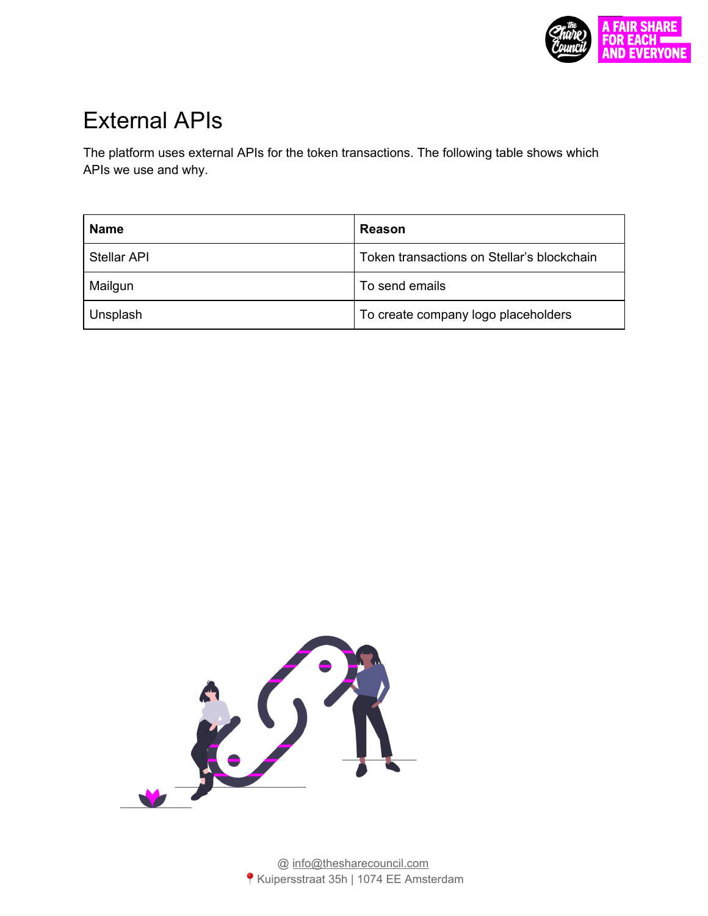# External APIs

The platform uses external APIs for the token transactions. The following table shows which APIs we use and why.

| Name | Reason |
| --- | --- |
| Stellar API | Token transactions on Stellar's blockchain |
| Mailgun | To send emails |
| Unsplash | To create company logo placeholders |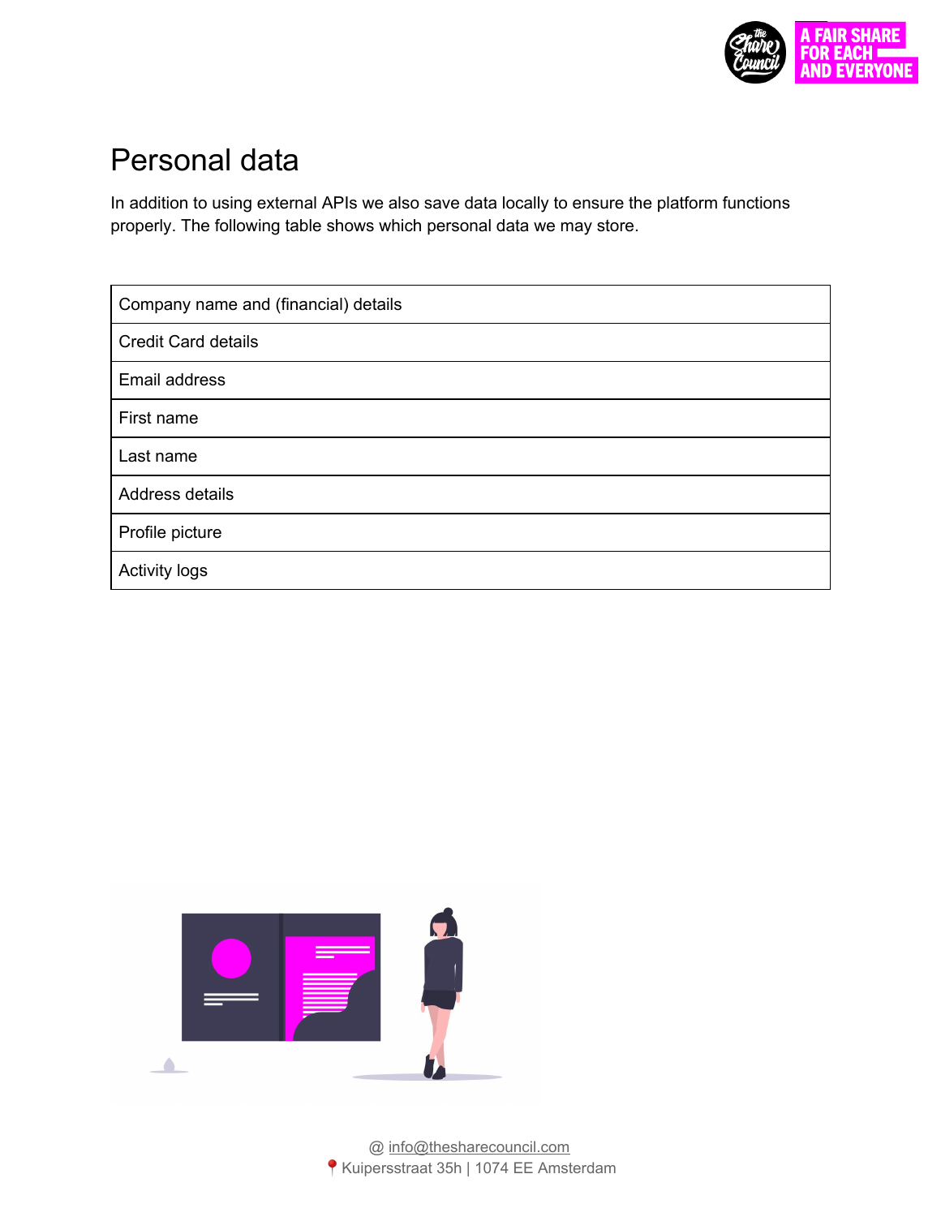# Personal data

In addition to using external APIs we also save data locally to ensure the platform functions properly. The following table shows which personal data we may store.

| Company name and (financial) details |
|---|
| Credit Card details |
| Email address |
| First name |
| Last name |
| Address details |
| Profile picture |
| Activity logs |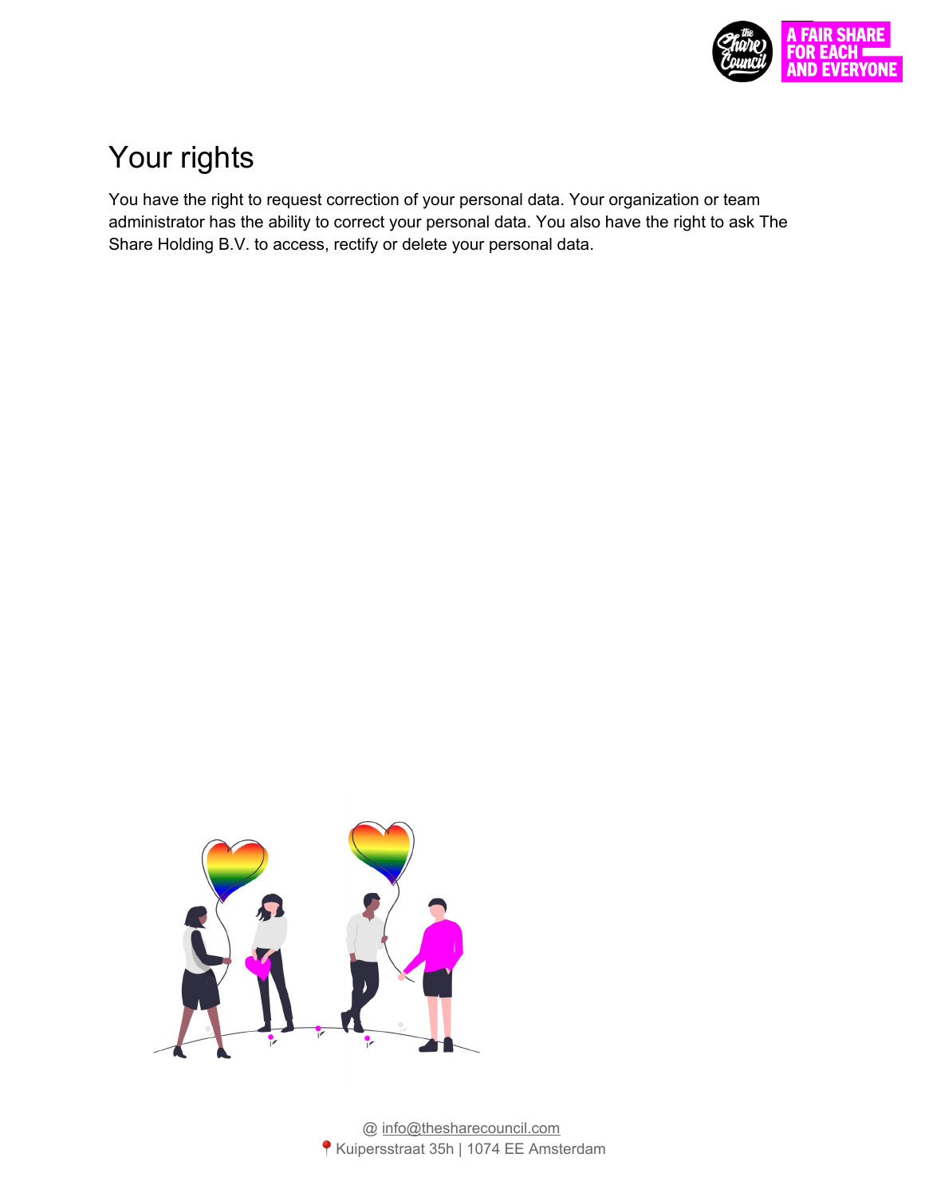# Your rights

You have the right to request correction of your personal data. Your organization or team administrator has the ability to correct your personal data. You also have the right to ask The Share Holding B.V. to access, rectify or delete your personal data.

@ info@thesharecouncil.com
📍Kuipersstraat 35h | 1074 EE Amsterdam